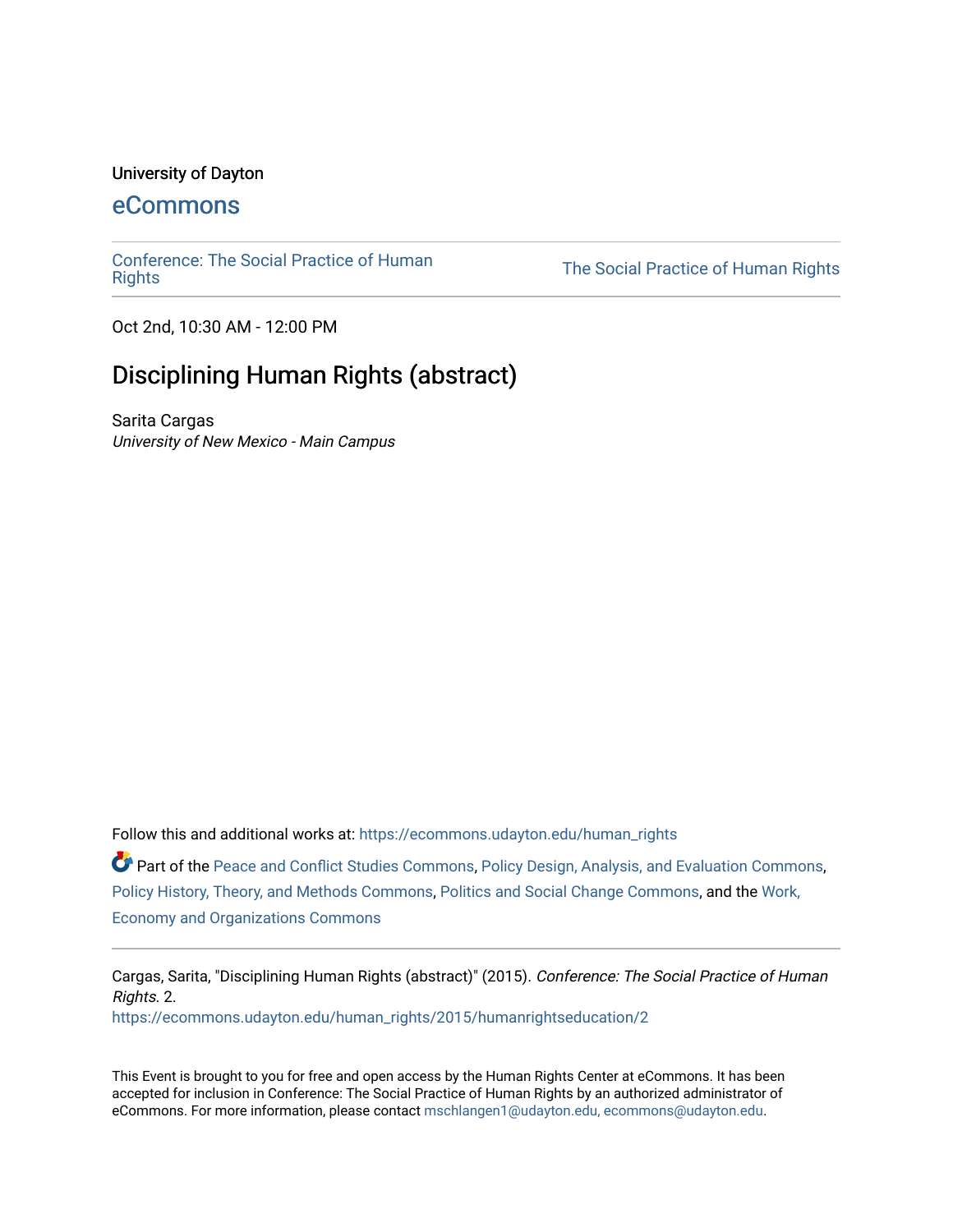University of Dayton

## eCommons

Conference: The Social Practice of Human Rights

The Social Practice of Human Rights

Oct 2nd, 10:30 AM - 12:00 PM

# Disciplining Human Rights (abstract)

Sarita Cargas
*University of New Mexico - Main Campus*

Follow this and additional works at: https://ecommons.udayton.edu/human_rights

Part of the Peace and Conflict Studies Commons, Policy Design, Analysis, and Evaluation Commons, Policy History, Theory, and Methods Commons, Politics and Social Change Commons, and the Work, Economy and Organizations Commons

Cargas, Sarita, "Disciplining Human Rights (abstract)" (2015). *Conference: The Social Practice of Human Rights*. 2.
https://ecommons.udayton.edu/human_rights/2015/humanrightseducation/2

This Event is brought to you for free and open access by the Human Rights Center at eCommons. It has been accepted for inclusion in Conference: The Social Practice of Human Rights by an authorized administrator of eCommons. For more information, please contact mschlangen1@udayton.edu, ecommons@udayton.edu.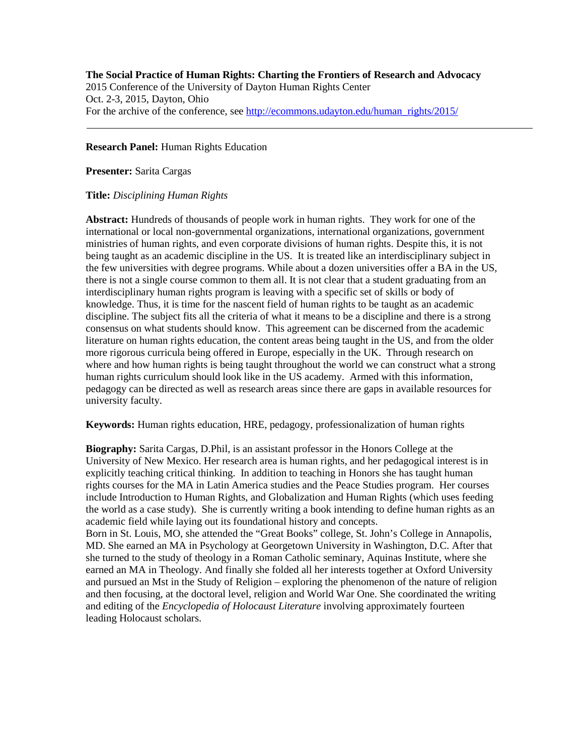**The Social Practice of Human Rights: Charting the Frontiers of Research and Advocacy**
2015 Conference of the University of Dayton Human Rights Center
Oct. 2-3, 2015, Dayton, Ohio
For the archive of the conference, see http://ecommons.udayton.edu/human_rights/2015/

---

**Research Panel:** Human Rights Education

**Presenter:** Sarita Cargas

**Title:** *Disciplining Human Rights*

**Abstract:** Hundreds of thousands of people work in human rights. They work for one of the international or local non-governmental organizations, international organizations, government ministries of human rights, and even corporate divisions of human rights. Despite this, it is not being taught as an academic discipline in the US. It is treated like an interdisciplinary subject in the few universities with degree programs. While about a dozen universities offer a BA in the US, there is not a single course common to them all. It is not clear that a student graduating from an interdisciplinary human rights program is leaving with a specific set of skills or body of knowledge. Thus, it is time for the nascent field of human rights to be taught as an academic discipline. The subject fits all the criteria of what it means to be a discipline and there is a strong consensus on what students should know. This agreement can be discerned from the academic literature on human rights education, the content areas being taught in the US, and from the older more rigorous curricula being offered in Europe, especially in the UK. Through research on where and how human rights is being taught throughout the world we can construct what a strong human rights curriculum should look like in the US academy. Armed with this information, pedagogy can be directed as well as research areas since there are gaps in available resources for university faculty.

**Keywords:** Human rights education, HRE, pedagogy, professionalization of human rights

**Biography:** Sarita Cargas, D.Phil, is an assistant professor in the Honors College at the University of New Mexico. Her research area is human rights, and her pedagogical interest is in explicitly teaching critical thinking. In addition to teaching in Honors she has taught human rights courses for the MA in Latin America studies and the Peace Studies program. Her courses include Introduction to Human Rights, and Globalization and Human Rights (which uses feeding the world as a case study). She is currently writing a book intending to define human rights as an academic field while laying out its foundational history and concepts.
Born in St. Louis, MO, she attended the "Great Books" college, St. John's College in Annapolis, MD. She earned an MA in Psychology at Georgetown University in Washington, D.C. After that she turned to the study of theology in a Roman Catholic seminary, Aquinas Institute, where she earned an MA in Theology. And finally she folded all her interests together at Oxford University and pursued an Mst in the Study of Religion – exploring the phenomenon of the nature of religion and then focusing, at the doctoral level, religion and World War One. She coordinated the writing and editing of the *Encyclopedia of Holocaust Literature* involving approximately fourteen leading Holocaust scholars.